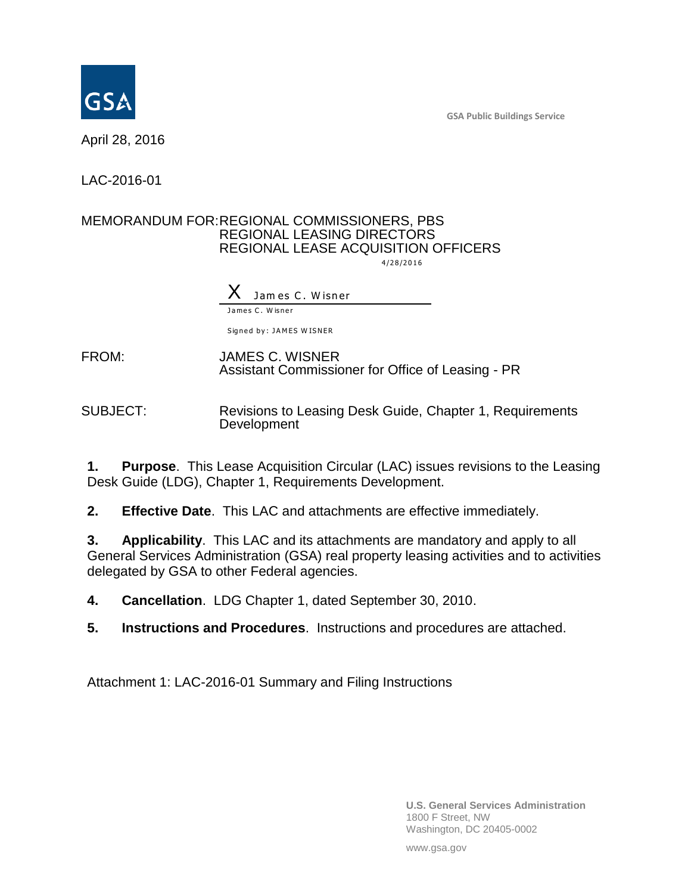GSA Public Buildings Service

April 28, 2016

LAC-2016-01

MEMORANDUM FOR: REGIONAL COMMISSIONERS, PBS
REGIONAL LEASING DIRECTORS
REGIONAL LEASE ACQUISITION OFFICERS

4/28/2016

X James C. Wisner

James C. Wisner

Signed by: JAMES WISNER

FROM: JAMES C. WISNER
Assistant Commissioner for Office of Leasing - PR

SUBJECT: Revisions to Leasing Desk Guide, Chapter 1, Requirements Development

**1. Purpose**. This Lease Acquisition Circular (LAC) issues revisions to the Leasing Desk Guide (LDG), Chapter 1, Requirements Development.

**2. Effective Date**. This LAC and attachments are effective immediately.

**3. Applicability**. This LAC and its attachments are mandatory and apply to all General Services Administration (GSA) real property leasing activities and to activities delegated by GSA to other Federal agencies.

**4. Cancellation**. LDG Chapter 1, dated September 30, 2010.

**5. Instructions and Procedures**. Instructions and procedures are attached.

Attachment 1: LAC-2016-01 Summary and Filing Instructions

U.S. General Services Administration
1800 F Street, NW
Washington, DC 20405-0002

www.gsa.gov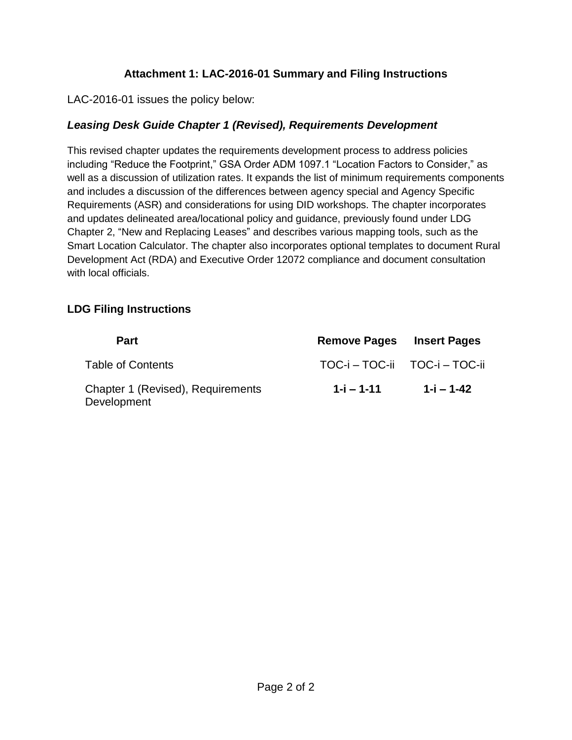## Attachment 1: LAC-2016-01 Summary and Filing Instructions

LAC-2016-01 issues the policy below:

### *Leasing Desk Guide Chapter 1 (Revised), Requirements Development*

This revised chapter updates the requirements development process to address policies including “Reduce the Footprint,” GSA Order ADM 1097.1 “Location Factors to Consider,” as well as a discussion of utilization rates. It expands the list of minimum requirements components and includes a discussion of the differences between agency special and Agency Specific Requirements (ASR) and considerations for using DID workshops. The chapter incorporates and updates delineated area/locational policy and guidance, previously found under LDG Chapter 2, “New and Replacing Leases” and describes various mapping tools, such as the Smart Location Calculator. The chapter also incorporates optional templates to document Rural Development Act (RDA) and Executive Order 12072 compliance and document consultation with local officials.

### LDG Filing Instructions

| Part | Remove Pages | Insert Pages |
|---|---|---|
| Table of Contents | TOC-i – TOC-ii | TOC-i – TOC-ii |
| Chapter 1 (Revised), Requirements Development | **1-i – 1-11** | **1-i – 1-42** |